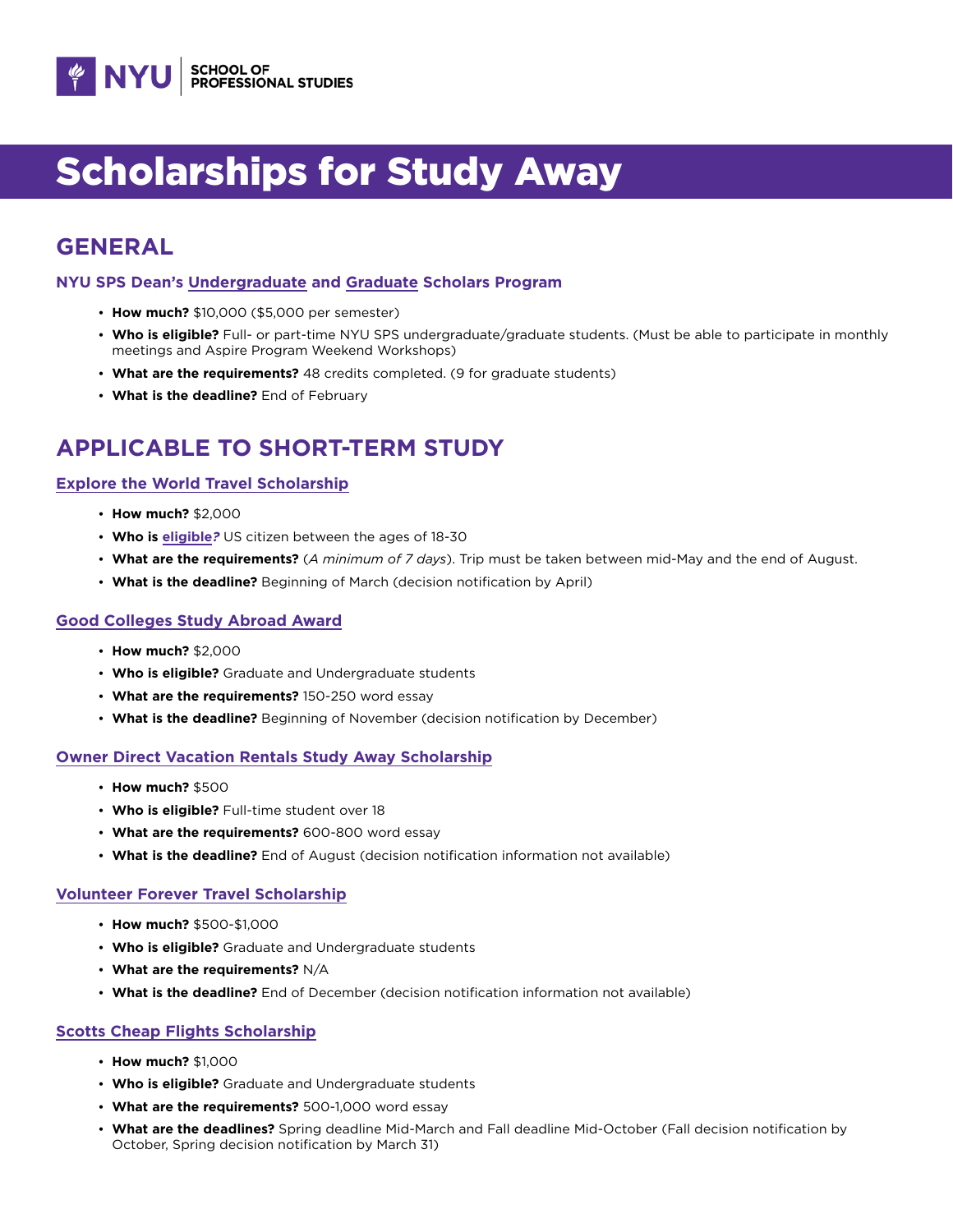NYU | SCHOOL OF PROFESSIONAL STUDIES

# Scholarships for Study Away

## GENERAL

### NYU SPS Dean's Undergraduate and Graduate Scholars Program

- **How much?** $10,000 ($5,000 per semester)
- **Who is eligible?** Full- or part-time NYU SPS undergraduate/graduate students. (Must be able to participate in monthly meetings and Aspire Program Weekend Workshops)
- **What are the requirements?** 48 credits completed. (9 for graduate students)
- **What is the deadline?** End of February

## APPLICABLE TO SHORT-TERM STUDY

### Explore the World Travel Scholarship

- **How much?** $2,000
- **Who is eligible?** US citizen between the ages of 18-30
- **What are the requirements?** (*A minimum of 7 days*). Trip must be taken between mid-May and the end of August.
- **What is the deadline?** Beginning of March (decision notification by April)

### Good Colleges Study Abroad Award

- **How much?** $2,000
- **Who is eligible?** Graduate and Undergraduate students
- **What are the requirements?** 150-250 word essay
- **What is the deadline?** Beginning of November (decision notification by December)

### Owner Direct Vacation Rentals Study Away Scholarship

- **How much?** $500
- **Who is eligible?** Full-time student over 18
- **What are the requirements?** 600-800 word essay
- **What is the deadline?** End of August (decision notification information not available)

### Volunteer Forever Travel Scholarship

- **How much?** $500-$1,000
- **Who is eligible?** Graduate and Undergraduate students
- **What are the requirements?** N/A
- **What is the deadline?** End of December (decision notification information not available)

### Scotts Cheap Flights Scholarship

- **How much?** $1,000
- **Who is eligible?** Graduate and Undergraduate students
- **What are the requirements?** 500-1,000 word essay
- **What are the deadlines?** Spring deadline Mid-March and Fall deadline Mid-October (Fall decision notification by October, Spring decision notification by March 31)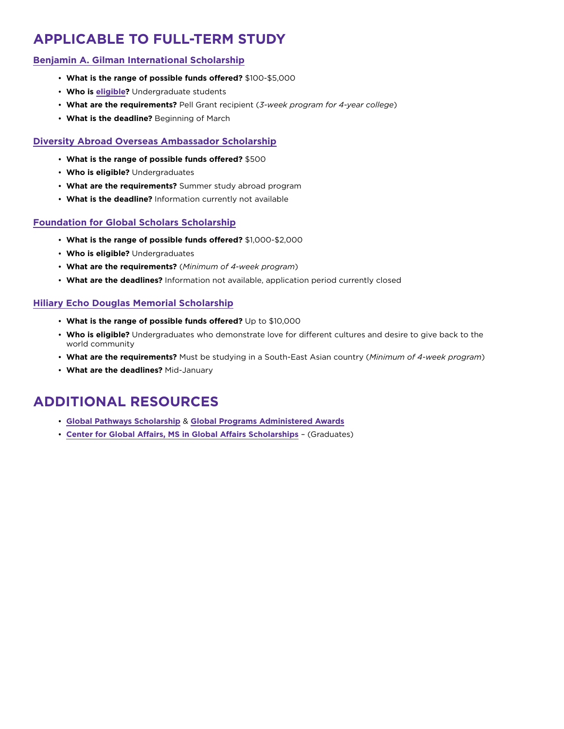## APPLICABLE TO FULL-TERM STUDY

### Benjamin A. Gilman International Scholarship

- **What is the range of possible funds offered?** $100-$5,000
- **Who is eligible?** Undergraduate students
- **What are the requirements?** Pell Grant recipient (*3-week program for 4-year college*)
- **What is the deadline?** Beginning of March

### Diversity Abroad Overseas Ambassador Scholarship

- **What is the range of possible funds offered?** $500
- **Who is eligible?** Undergraduates
- **What are the requirements?** Summer study abroad program
- **What is the deadline?** Information currently not available

### Foundation for Global Scholars Scholarship

- **What is the range of possible funds offered?** $1,000-$2,000
- **Who is eligible?** Undergraduates
- **What are the requirements?** (*Minimum of 4-week program*)
- **What are the deadlines?** Information not available, application period currently closed

### Hiliary Echo Douglas Memorial Scholarship

- **What is the range of possible funds offered?** Up to $10,000
- **Who is eligible?** Undergraduates who demonstrate love for different cultures and desire to give back to the world community
- **What are the requirements?** Must be studying in a South-East Asian country (*Minimum of 4-week program*)
- **What are the deadlines?** Mid-January

## ADDITIONAL RESOURCES

- **Global Pathways Scholarship** & **Global Programs Administered Awards**
- **Center for Global Affairs, MS in Global Affairs Scholarships** – (Graduates)